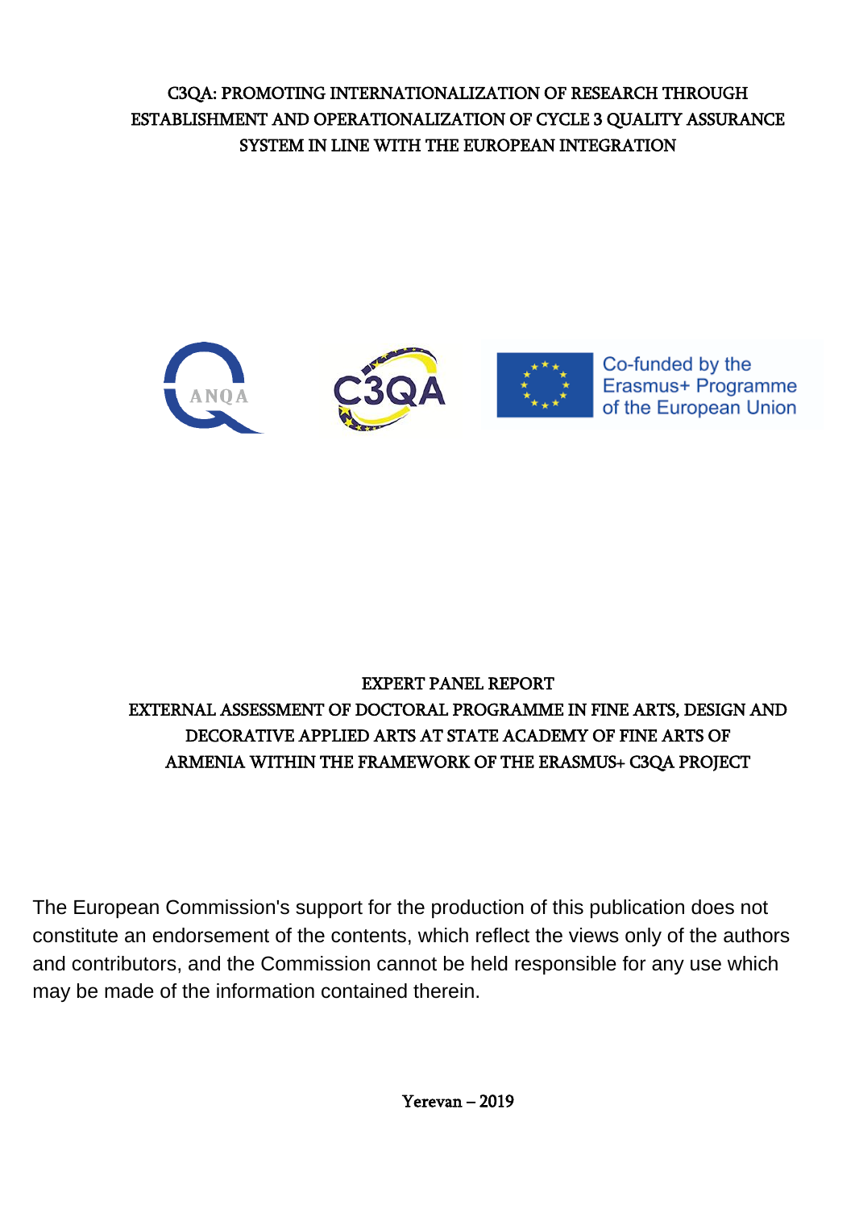# C3QA: PROMOTING INTERNATIONALIZATION OF RESEARCH THROUGH ESTABLISHMENT AND OPERATIONALIZATION OF CYCLE 3 QUALITY ASSURANCE SYSTEM IN LINE WITH THE EUROPEAN INTEGRATION

ANQA

C3QA

Co-funded by the Erasmus+ Programme of the European Union

## EXPERT PANEL REPORT
## EXTERNAL ASSESSMENT OF DOCTORAL PROGRAMME IN FINE ARTS, DESIGN AND DECORATIVE APPLIED ARTS AT STATE ACADEMY OF FINE ARTS OF ARMENIA WITHIN THE FRAMEWORK OF THE ERASMUS+ C3QA PROJECT

The European Commission's support for the production of this publication does not constitute an endorsement of the contents, which reflect the views only of the authors and contributors, and the Commission cannot be held responsible for any use which may be made of the information contained therein.

Yerevan – 2019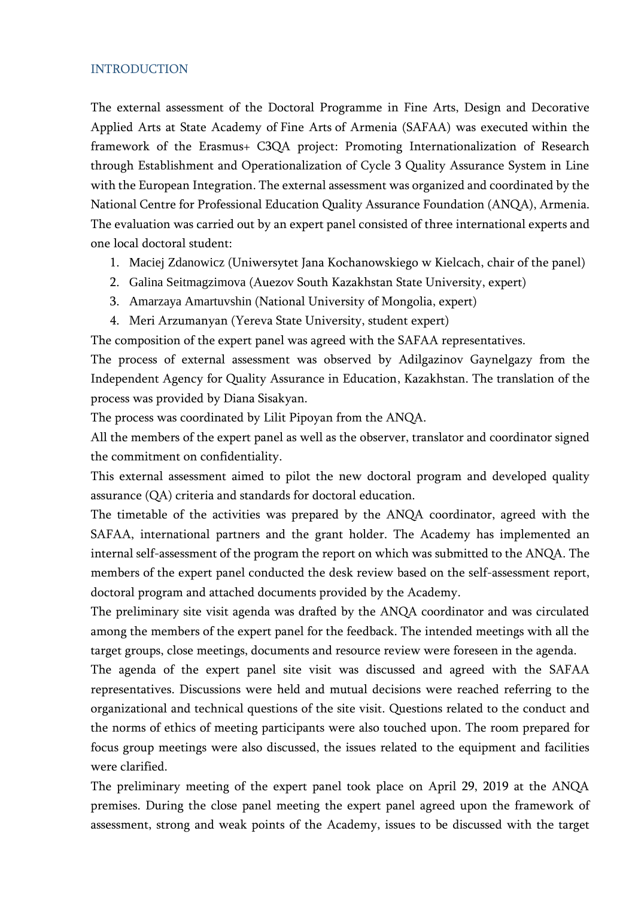## INTRODUCTION

The external assessment of the Doctoral Programme in Fine Arts, Design and Decorative Applied Arts at State Academy of Fine Arts of Armenia (SAFAA) was executed within the framework of the Erasmus+ C3QA project: Promoting Internationalization of Research through Establishment and Operationalization of Cycle 3 Quality Assurance System in Line with the European Integration. The external assessment was organized and coordinated by the National Centre for Professional Education Quality Assurance Foundation (ANQA), Armenia. The evaluation was carried out by an expert panel consisted of three international experts and one local doctoral student:

1. Maciej Zdanowicz (Uniwersytet Jana Kochanowskiego w Kielcach, chair of the panel)
2. Galina Seitmagzimova (Auezov South Kazakhstan State University, expert)
3. Amarzaya Amartuvshin (National University of Mongolia, expert)
4. Meri Arzumanyan (Yereva State University, student expert)

The composition of the expert panel was agreed with the SAFAA representatives.

The process of external assessment was observed by Adilgazinov Gaynelgazy from the Independent Agency for Quality Assurance in Education, Kazakhstan. The translation of the process was provided by Diana Sisakyan.

The process was coordinated by Lilit Pipoyan from the ANQA.

All the members of the expert panel as well as the observer, translator and coordinator signed the commitment on confidentiality.

This external assessment aimed to pilot the new doctoral program and developed quality assurance (QA) criteria and standards for doctoral education.

The timetable of the activities was prepared by the ANQA coordinator, agreed with the SAFAA, international partners and the grant holder. The Academy has implemented an internal self-assessment of the program the report on which was submitted to the ANQA. The members of the expert panel conducted the desk review based on the self-assessment report, doctoral program and attached documents provided by the Academy.

The preliminary site visit agenda was drafted by the ANQA coordinator and was circulated among the members of the expert panel for the feedback. The intended meetings with all the target groups, close meetings, documents and resource review were foreseen in the agenda.

The agenda of the expert panel site visit was discussed and agreed with the SAFAA representatives. Discussions were held and mutual decisions were reached referring to the organizational and technical questions of the site visit. Questions related to the conduct and the norms of ethics of meeting participants were also touched upon. The room prepared for focus group meetings were also discussed, the issues related to the equipment and facilities were clarified.

The preliminary meeting of the expert panel took place on April 29, 2019 at the ANQA premises. During the close panel meeting the expert panel agreed upon the framework of assessment, strong and weak points of the Academy, issues to be discussed with the target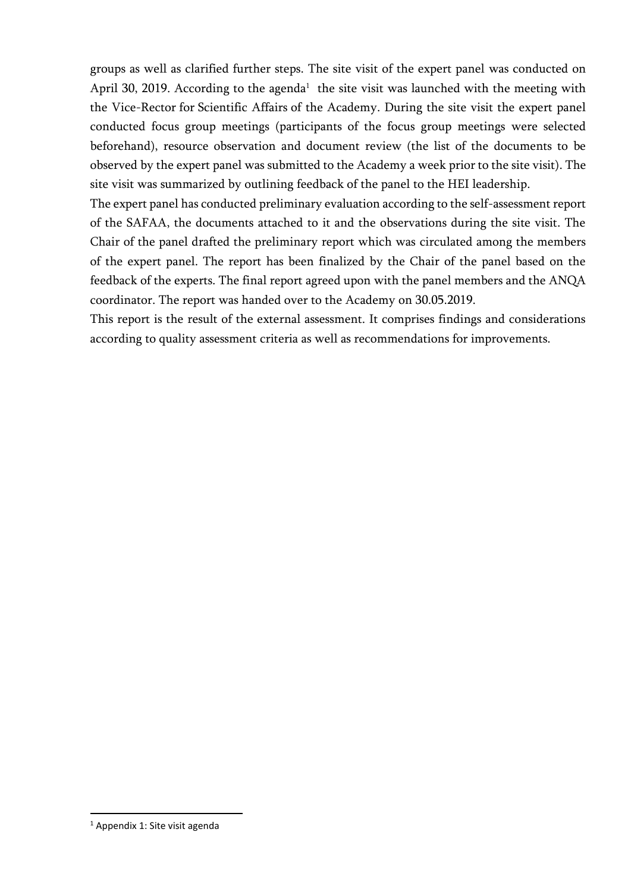groups as well as clarified further steps. The site visit of the expert panel was conducted on April 30, 2019. According to the agenda[1] the site visit was launched with the meeting with the Vice-Rector for Scientific Affairs of the Academy. During the site visit the expert panel conducted focus group meetings (participants of the focus group meetings were selected beforehand), resource observation and document review (the list of the documents to be observed by the expert panel was submitted to the Academy a week prior to the site visit). The site visit was summarized by outlining feedback of the panel to the HEI leadership.

The expert panel has conducted preliminary evaluation according to the self-assessment report of the SAFAA, the documents attached to it and the observations during the site visit. The Chair of the panel drafted the preliminary report which was circulated among the members of the expert panel. The report has been finalized by the Chair of the panel based on the feedback of the experts. The final report agreed upon with the panel members and the ANQA coordinator. The report was handed over to the Academy on 30.05.2019.

This report is the result of the external assessment. It comprises findings and considerations according to quality assessment criteria as well as recommendations for improvements.

[1] Appendix 1: Site visit agenda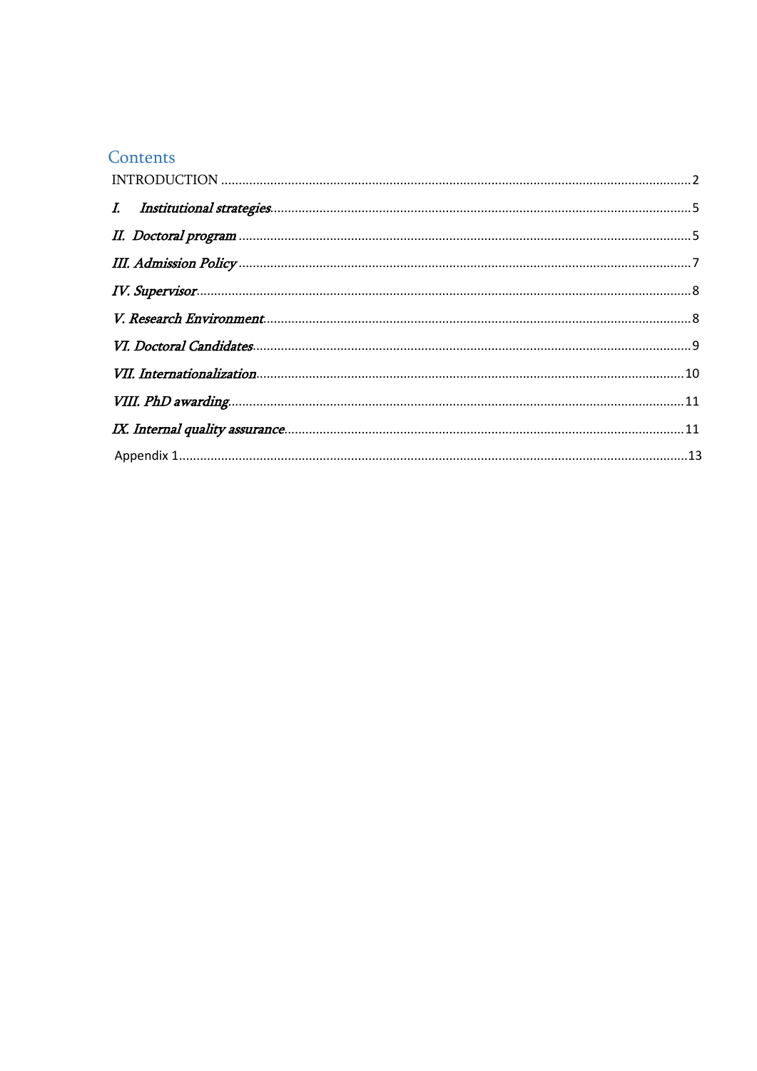# Contents

INTRODUCTION ........................................................................................................................................ 2

*I. Institutional strategies*.............................................................................................................. 5

*II. Doctoral program* ..................................................................................................................... 5

*III. Admission Policy* ..................................................................................................................... 7

*IV. Supervisor*.................................................................................................................................. 8

*V. Research Environment*............................................................................................................ 8

*VI. Doctoral Candidates*................................................................................................................ 9

*VII. Internationalization*............................................................................................................... 10

*VIII. PhD awarding*......................................................................................................................... 11

*IX. Internal quality assurance*..................................................................................................... 11

Appendix 1.................................................................................................................................................. 13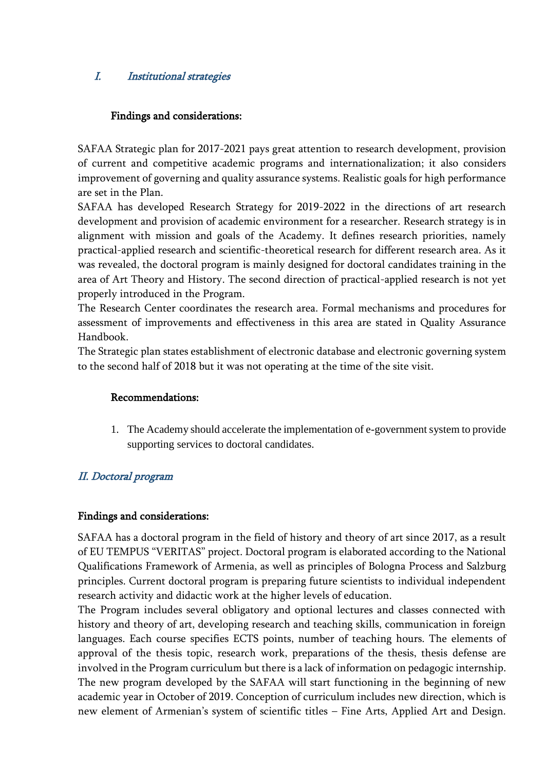## *I. Institutional strategies*

### Findings and considerations:

SAFAA Strategic plan for 2017-2021 pays great attention to research development, provision of current and competitive academic programs and internationalization; it also considers improvement of governing and quality assurance systems. Realistic goals for high performance are set in the Plan.

SAFAA has developed Research Strategy for 2019-2022 in the directions of art research development and provision of academic environment for a researcher. Research strategy is in alignment with mission and goals of the Academy. It defines research priorities, namely practical-applied research and scientific-theoretical research for different research area. As it was revealed, the doctoral program is mainly designed for doctoral candidates training in the area of Art Theory and History. The second direction of practical-applied research is not yet properly introduced in the Program.

The Research Center coordinates the research area. Formal mechanisms and procedures for assessment of improvements and effectiveness in this area are stated in Quality Assurance Handbook.

The Strategic plan states establishment of electronic database and electronic governing system to the second half of 2018 but it was not operating at the time of the site visit.

### Recommendations:

1. The Academy should accelerate the implementation of e-government system to provide supporting services to doctoral candidates.

## *II. Doctoral program*

### Findings and considerations:

SAFAA has a doctoral program in the field of history and theory of art since 2017, as a result of EU TEMPUS "VERITAS" project. Doctoral program is elaborated according to the National Qualifications Framework of Armenia, as well as principles of Bologna Process and Salzburg principles. Current doctoral program is preparing future scientists to individual independent research activity and didactic work at the higher levels of education.

The Program includes several obligatory and optional lectures and classes connected with history and theory of art, developing research and teaching skills, communication in foreign languages. Each course specifies ECTS points, number of teaching hours. The elements of approval of the thesis topic, research work, preparations of the thesis, thesis defense are involved in the Program curriculum but there is a lack of information on pedagogic internship.

The new program developed by the SAFAA will start functioning in the beginning of new academic year in October of 2019. Conception of curriculum includes new direction, which is new element of Armenian's system of scientific titles – Fine Arts, Applied Art and Design.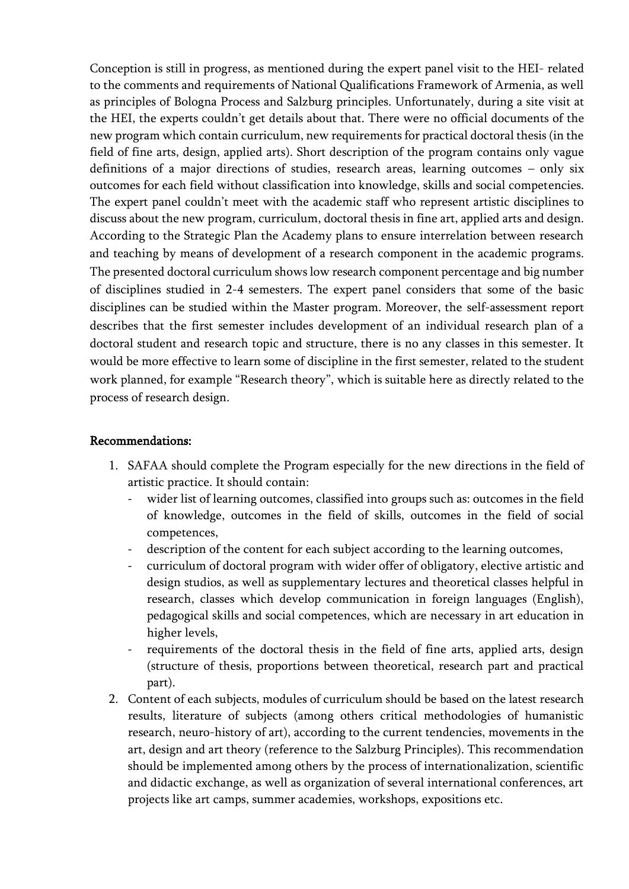Conception is still in progress, as mentioned during the expert panel visit to the HEI- related to the comments and requirements of National Qualifications Framework of Armenia, as well as principles of Bologna Process and Salzburg principles. Unfortunately, during a site visit at the HEI, the experts couldn't get details about that. There were no official documents of the new program which contain curriculum, new requirements for practical doctoral thesis (in the field of fine arts, design, applied arts). Short description of the program contains only vague definitions of a major directions of studies, research areas, learning outcomes – only six outcomes for each field without classification into knowledge, skills and social competencies. The expert panel couldn't meet with the academic staff who represent artistic disciplines to discuss about the new program, curriculum, doctoral thesis in fine art, applied arts and design. According to the Strategic Plan the Academy plans to ensure interrelation between research and teaching by means of development of a research component in the academic programs. The presented doctoral curriculum shows low research component percentage and big number of disciplines studied in 2-4 semesters. The expert panel considers that some of the basic disciplines can be studied within the Master program. Moreover, the self-assessment report describes that the first semester includes development of an individual research plan of a doctoral student and research topic and structure, there is no any classes in this semester. It would be more effective to learn some of discipline in the first semester, related to the student work planned, for example "Research theory", which is suitable here as directly related to the process of research design.

**Recommendations:**

1. SAFAA should complete the Program especially for the new directions in the field of artistic practice. It should contain:
   - wider list of learning outcomes, classified into groups such as: outcomes in the field of knowledge, outcomes in the field of skills, outcomes in the field of social competences,
   - description of the content for each subject according to the learning outcomes,
   - curriculum of doctoral program with wider offer of obligatory, elective artistic and design studios, as well as supplementary lectures and theoretical classes helpful in research, classes which develop communication in foreign languages (English), pedagogical skills and social competences, which are necessary in art education in higher levels,
   - requirements of the doctoral thesis in the field of fine arts, applied arts, design (structure of thesis, proportions between theoretical, research part and practical part).
2. Content of each subjects, modules of curriculum should be based on the latest research results, literature of subjects (among others critical methodologies of humanistic research, neuro-history of art), according to the current tendencies, movements in the art, design and art theory (reference to the Salzburg Principles). This recommendation should be implemented among others by the process of internationalization, scientific and didactic exchange, as well as organization of several international conferences, art projects like art camps, summer academies, workshops, expositions etc.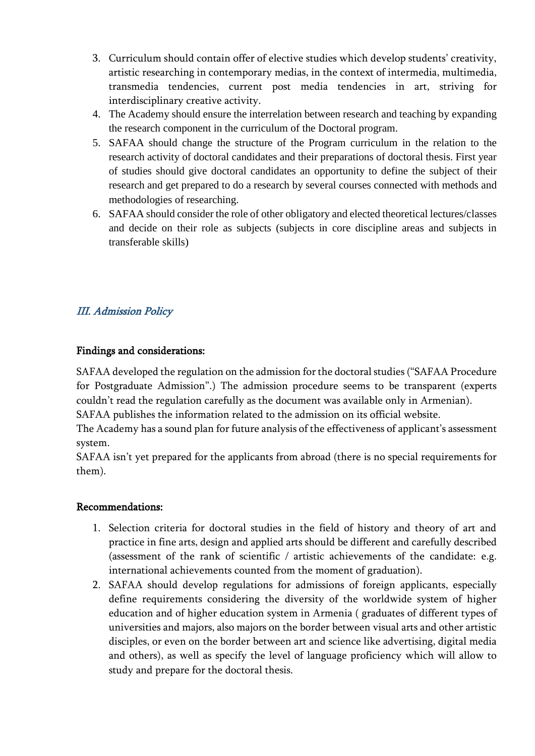3. Curriculum should contain offer of elective studies which develop students' creativity, artistic researching in contemporary medias, in the context of intermedia, multimedia, transmedia tendencies, current post media tendencies in art, striving for interdisciplinary creative activity.
4. The Academy should ensure the interrelation between research and teaching by expanding the research component in the curriculum of the Doctoral program.
5. SAFAA should change the structure of the Program curriculum in the relation to the research activity of doctoral candidates and their preparations of doctoral thesis. First year of studies should give doctoral candidates an opportunity to define the subject of their research and get prepared to do a research by several courses connected with methods and methodologies of researching.
6. SAFAA should consider the role of other obligatory and elected theoretical lectures/classes and decide on their role as subjects (subjects in core discipline areas and subjects in transferable skills)

## *III. Admission Policy*

**Findings and considerations:**

SAFAA developed the regulation on the admission for the doctoral studies ("SAFAA Procedure for Postgraduate Admission".) The admission procedure seems to be transparent (experts couldn't read the regulation carefully as the document was available only in Armenian).
SAFAA publishes the information related to the admission on its official website.
The Academy has a sound plan for future analysis of the effectiveness of applicant's assessment system.
SAFAA isn't yet prepared for the applicants from abroad (there is no special requirements for them).

**Recommendations:**

1. Selection criteria for doctoral studies in the field of history and theory of art and practice in fine arts, design and applied arts should be different and carefully described (assessment of the rank of scientific / artistic achievements of the candidate: e.g. international achievements counted from the moment of graduation).
2. SAFAA should develop regulations for admissions of foreign applicants, especially define requirements considering the diversity of the worldwide system of higher education and of higher education system in Armenia ( graduates of different types of universities and majors, also majors on the border between visual arts and other artistic disciples, or even on the border between art and science like advertising, digital media and others), as well as specify the level of language proficiency which will allow to study and prepare for the doctoral thesis.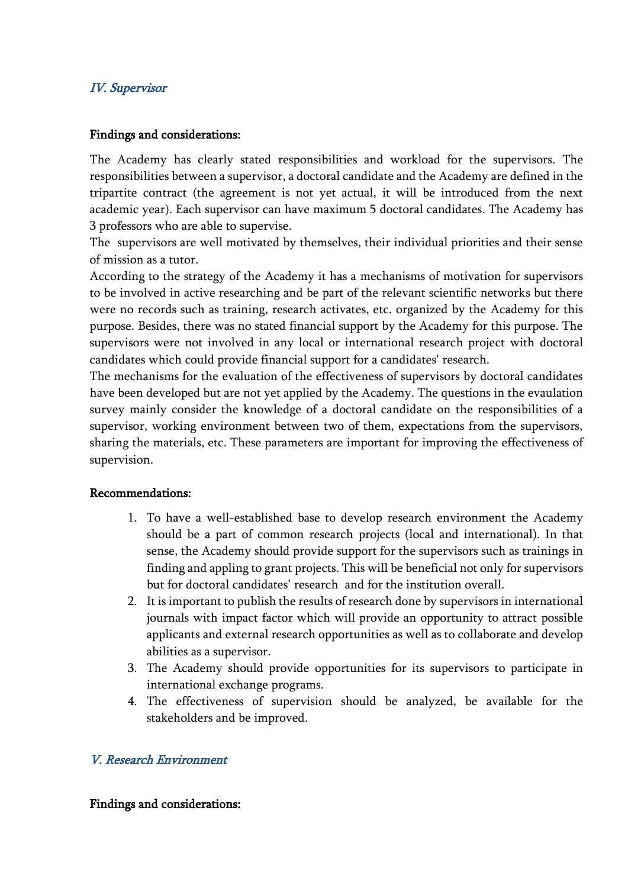## *IV. Supervisor*

**Findings and considerations:**

The Academy has clearly stated responsibilities and workload for the supervisors. The responsibilities between a supervisor, a doctoral candidate and the Academy are defined in the tripartite contract (the agreement is not yet actual, it will be introduced from the next academic year). Each supervisor can have maximum 5 doctoral candidates. The Academy has 3 professors who are able to supervise.

The supervisors are well motivated by themselves, their individual priorities and their sense of mission as a tutor.

According to the strategy of the Academy it has a mechanisms of motivation for supervisors to be involved in active researching and be part of the relevant scientific networks but there were no records such as training, research activates, etc. organized by the Academy for this purpose. Besides, there was no stated financial support by the Academy for this purpose. The supervisors were not involved in any local or international research project with doctoral candidates which could provide financial support for a candidates' research.

The mechanisms for the evaluation of the effectiveness of supervisors by doctoral candidates have been developed but are not yet applied by the Academy. The questions in the evaulation survey mainly consider the knowledge of a doctoral candidate on the responsibilities of a supervisor, working environment between two of them, expectations from the supervisors, sharing the materials, etc. These parameters are important for improving the effectiveness of supervision.

**Recommendations:**

1. To have a well-established base to develop research environment the Academy should be a part of common research projects (local and international). In that sense, the Academy should provide support for the supervisors such as trainings in finding and appling to grant projects. This will be beneficial not only for supervisors but for doctoral candidates' research and for the institution overall.
2. It is important to publish the results of research done by supervisors in international journals with impact factor which will provide an opportunity to attract possible applicants and external research opportunities as well as to collaborate and develop abilities as a supervisor.
3. The Academy should provide opportunities for its supervisors to participate in international exchange programs.
4. The effectiveness of supervision should be analyzed, be available for the stakeholders and be improved.

## *V. Research Environment*

**Findings and considerations:**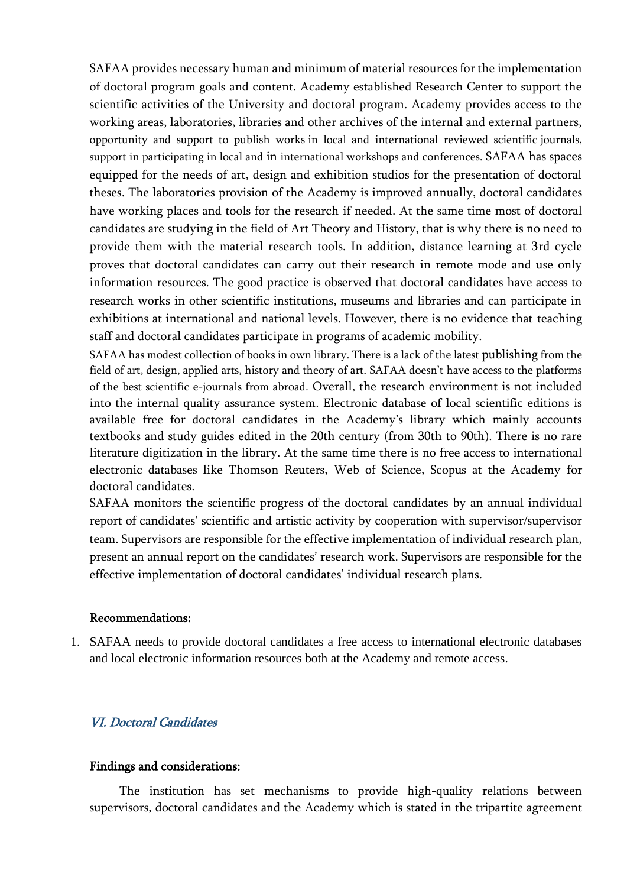SAFAA provides necessary human and minimum of material resources for the implementation of doctoral program goals and content. Academy established Research Center to support the scientific activities of the University and doctoral program. Academy provides access to the working areas, laboratories, libraries and other archives of the internal and external partners, opportunity and support to publish works in local and international reviewed scientific journals, support in participating in local and in international workshops and conferences. SAFAA has spaces equipped for the needs of art, design and exhibition studios for the presentation of doctoral theses. The laboratories provision of the Academy is improved annually, doctoral candidates have working places and tools for the research if needed. At the same time most of doctoral candidates are studying in the field of Art Theory and History, that is why there is no need to provide them with the material research tools. In addition, distance learning at 3rd cycle proves that doctoral candidates can carry out their research in remote mode and use only information resources. The good practice is observed that doctoral candidates have access to research works in other scientific institutions, museums and libraries and can participate in exhibitions at international and national levels. However, there is no evidence that teaching staff and doctoral candidates participate in programs of academic mobility.

SAFAA has modest collection of books in own library. There is a lack of the latest publishing from the field of art, design, applied arts, history and theory of art. SAFAA doesn't have access to the platforms of the best scientific e-journals from abroad. Overall, the research environment is not included into the internal quality assurance system. Electronic database of local scientific editions is available free for doctoral candidates in the Academy's library which mainly accounts textbooks and study guides edited in the 20th century (from 30th to 90th). There is no rare literature digitization in the library. At the same time there is no free access to international electronic databases like Thomson Reuters, Web of Science, Scopus at the Academy for doctoral candidates.

SAFAA monitors the scientific progress of the doctoral candidates by an annual individual report of candidates' scientific and artistic activity by cooperation with supervisor/supervisor team. Supervisors are responsible for the effective implementation of individual research plan, present an annual report on the candidates' research work. Supervisors are responsible for the effective implementation of doctoral candidates' individual research plans.

**Recommendations:**

1. SAFAA needs to provide doctoral candidates a free access to international electronic databases and local electronic information resources both at the Academy and remote access.

## *VI. Doctoral Candidates*

**Findings and considerations:**

The institution has set mechanisms to provide high-quality relations between supervisors, doctoral candidates and the Academy which is stated in the tripartite agreement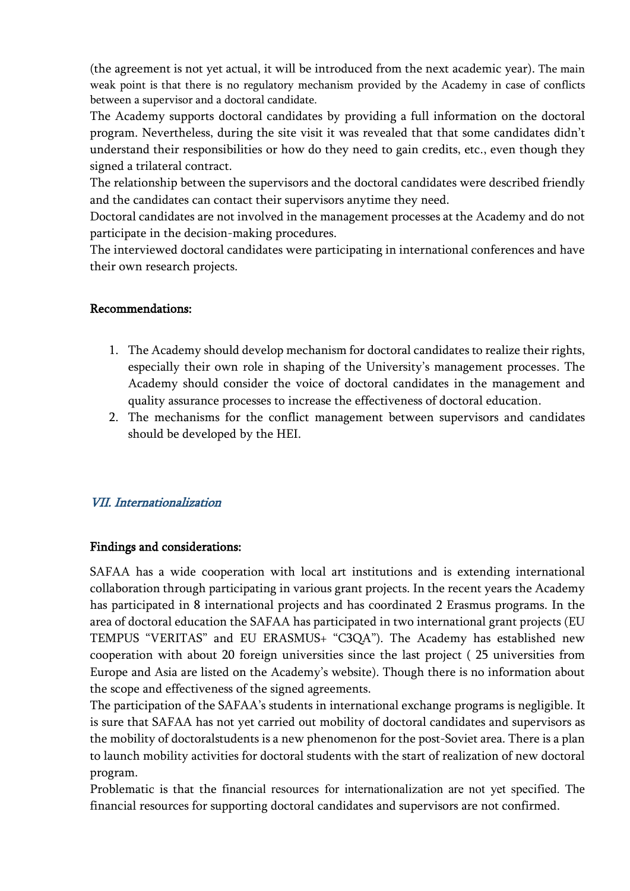(the agreement is not yet actual, it will be introduced from the next academic year). The main weak point is that there is no regulatory mechanism provided by the Academy in case of conflicts between a supervisor and a doctoral candidate.

The Academy supports doctoral candidates by providing a full information on the doctoral program. Nevertheless, during the site visit it was revealed that that some candidates didn't understand their responsibilities or how do they need to gain credits, etc., even though they signed a trilateral contract.

The relationship between the supervisors and the doctoral candidates were described friendly and the candidates can contact their supervisors anytime they need.

Doctoral candidates are not involved in the management processes at the Academy and do not participate in the decision-making procedures.

The interviewed doctoral candidates were participating in international conferences and have their own research projects.

**Recommendations:**

1. The Academy should develop mechanism for doctoral candidates to realize their rights, especially their own role in shaping of the University's management processes. The Academy should consider the voice of doctoral candidates in the management and quality assurance processes to increase the effectiveness of doctoral education.
2. The mechanisms for the conflict management between supervisors and candidates should be developed by the HEI.

## *VII. Internationalization*

**Findings and considerations:**

SAFAA has a wide cooperation with local art institutions and is extending international collaboration through participating in various grant projects. In the recent years the Academy has participated in 8 international projects and has coordinated 2 Erasmus programs. In the area of doctoral education the SAFAA has participated in two international grant projects (EU TEMPUS "VERITAS" and EU ERASMUS+ "C3QA"). The Academy has established new cooperation with about 20 foreign universities since the last project ( 25 universities from Europe and Asia are listed on the Academy's website). Though there is no information about the scope and effectiveness of the signed agreements.

The participation of the SAFAA's students in international exchange programs is negligible. It is sure that SAFAA has not yet carried out mobility of doctoral candidates and supervisors as the mobility of doctoralstudents is a new phenomenon for the post-Soviet area. There is a plan to launch mobility activities for doctoral students with the start of realization of new doctoral program.

Problematic is that the financial resources for internationalization are not yet specified. The financial resources for supporting doctoral candidates and supervisors are not confirmed.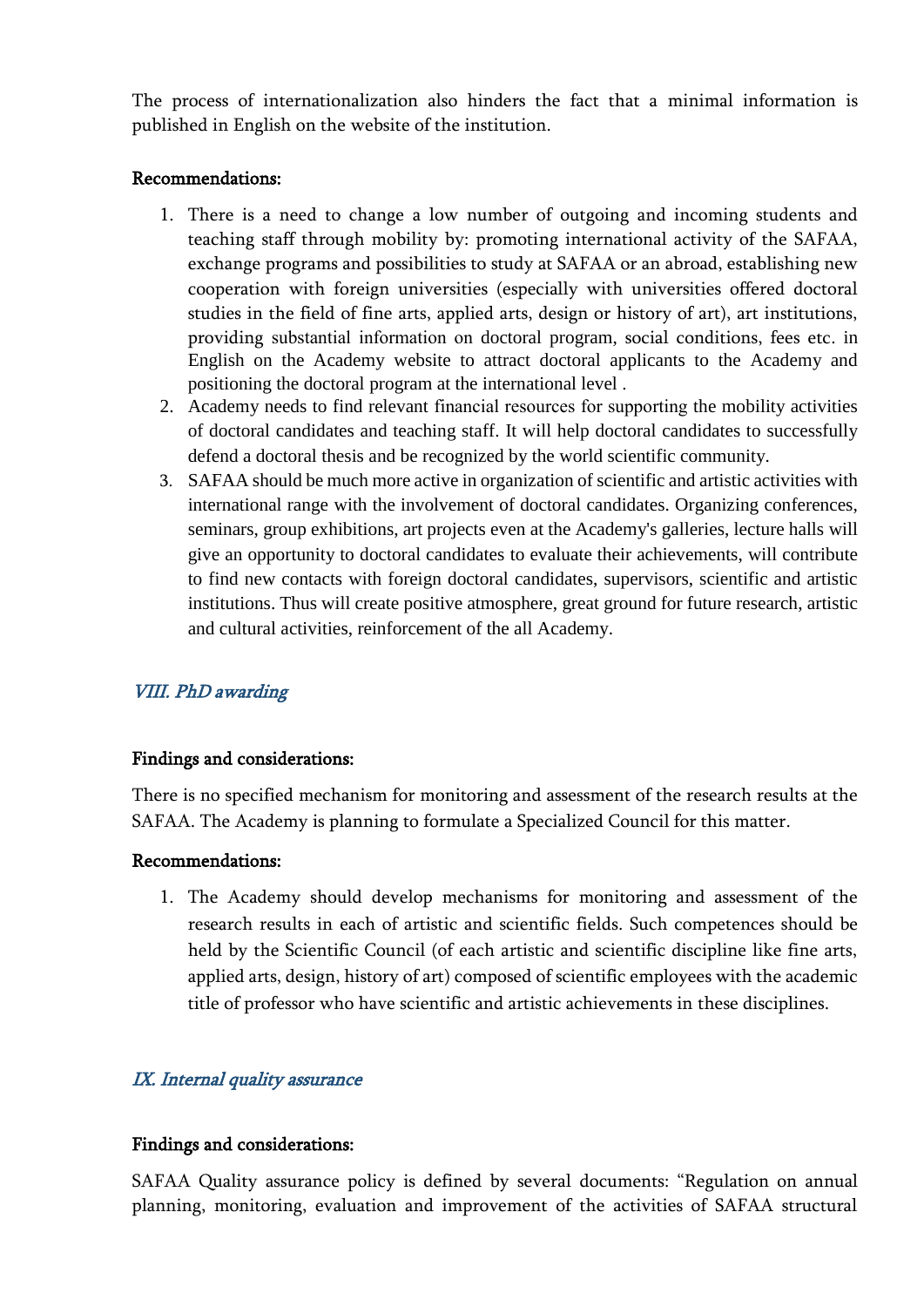The process of internationalization also hinders the fact that a minimal information is published in English on the website of the institution.

**Recommendations:**

1. There is a need to change a low number of outgoing and incoming students and teaching staff through mobility by: promoting international activity of the SAFAA, exchange programs and possibilities to study at SAFAA or an abroad, establishing new cooperation with foreign universities (especially with universities offered doctoral studies in the field of fine arts, applied arts, design or history of art), art institutions, providing substantial information on doctoral program, social conditions, fees etc. in English on the Academy website to attract doctoral applicants to the Academy and positioning the doctoral program at the international level .
2. Academy needs to find relevant financial resources for supporting the mobility activities of doctoral candidates and teaching staff. It will help doctoral candidates to successfully defend a doctoral thesis and be recognized by the world scientific community.
3. SAFAA should be much more active in organization of scientific and artistic activities with international range with the involvement of doctoral candidates. Organizing conferences, seminars, group exhibitions, art projects even at the Academy's galleries, lecture halls will give an opportunity to doctoral candidates to evaluate their achievements, will contribute to find new contacts with foreign doctoral candidates, supervisors, scientific and artistic institutions. Thus will create positive atmosphere, great ground for future research, artistic and cultural activities, reinforcement of the all Academy.

## *VIII. PhD awarding*

**Findings and considerations:**

There is no specified mechanism for monitoring and assessment of the research results at the SAFAA. The Academy is planning to formulate a Specialized Council for this matter.

**Recommendations:**

1. The Academy should develop mechanisms for monitoring and assessment of the research results in each of artistic and scientific fields. Such competences should be held by the Scientific Council (of each artistic and scientific discipline like fine arts, applied arts, design, history of art) composed of scientific employees with the academic title of professor who have scientific and artistic achievements in these disciplines.

## *IX. Internal quality assurance*

**Findings and considerations:**

SAFAA Quality assurance policy is defined by several documents: "Regulation on annual planning, monitoring, evaluation and improvement of the activities of SAFAA structural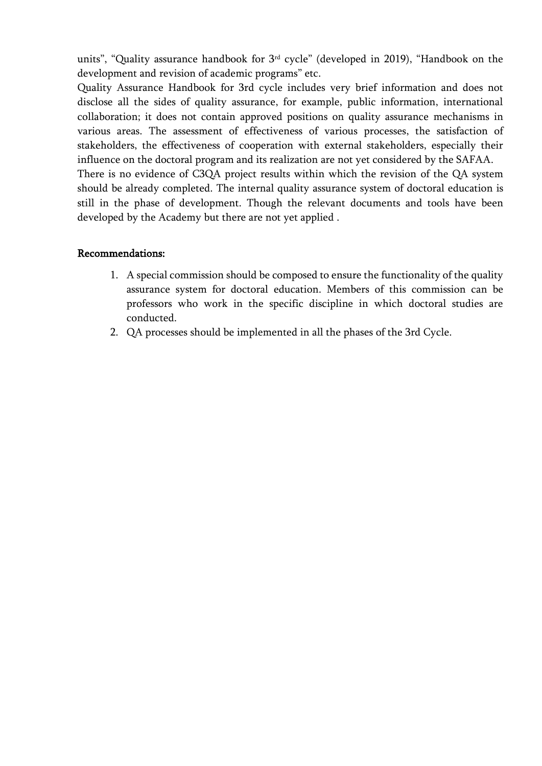units", "Quality assurance handbook for 3rd cycle" (developed in 2019), "Handbook on the development and revision of academic programs" etc.

Quality Assurance Handbook for 3rd cycle includes very brief information and does not disclose all the sides of quality assurance, for example, public information, international collaboration; it does not contain approved positions on quality assurance mechanisms in various areas. The assessment of effectiveness of various processes, the satisfaction of stakeholders, the effectiveness of cooperation with external stakeholders, especially their influence on the doctoral program and its realization are not yet considered by the SAFAA.

There is no evidence of C3QA project results within which the revision of the QA system should be already completed. The internal quality assurance system of doctoral education is still in the phase of development. Though the relevant documents and tools have been developed by the Academy but there are not yet applied .

**Recommendations:**

1. A special commission should be composed to ensure the functionality of the quality assurance system for doctoral education. Members of this commission can be professors who work in the specific discipline in which doctoral studies are conducted.
2. QA processes should be implemented in all the phases of the 3rd Cycle.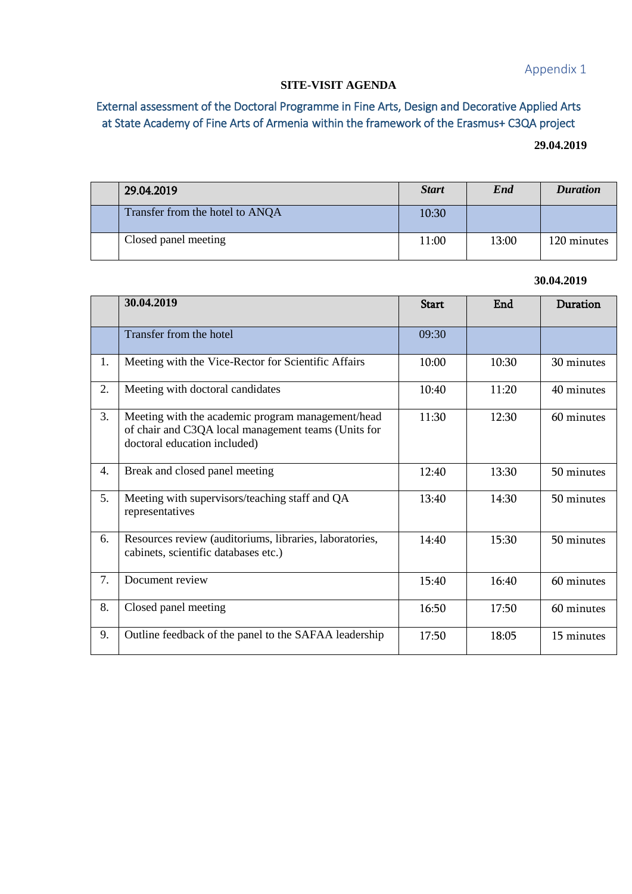Appendix 1

**SITE-VISIT AGENDA**

External assessment of the Doctoral Programme in Fine Arts, Design and Decorative Applied Arts at State Academy of Fine Arts of Armenia within the framework of the Erasmus+ C3QA project

**29.04.2019**

| | 29.04.2019 | *Start* | *End* | *Duration* |
|---|---|---|---|---|
| | Transfer from the hotel to ANQA | 10:30 | | |
| | Closed panel meeting | 11:00 | 13:00 | 120 minutes |

**30.04.2019**

| | **30.04.2019** | Start | End | Duration |
|---|---|---|---|---|
| | Transfer from the hotel | 09:30 | | |
| 1. | Meeting with the Vice-Rector for Scientific Affairs | 10:00 | 10:30 | 30 minutes |
| 2. | Meeting with doctoral candidates | 10:40 | 11:20 | 40 minutes |
| 3. | Meeting with the academic program management/head of chair and C3QA local management teams (Units for doctoral education included) | 11:30 | 12:30 | 60 minutes |
| 4. | Break and closed panel meeting | 12:40 | 13:30 | 50 minutes |
| 5. | Meeting with supervisors/teaching staff and QA representatives | 13:40 | 14:30 | 50 minutes |
| 6. | Resources review (auditoriums, libraries, laboratories, cabinets, scientific databases etc.) | 14:40 | 15:30 | 50 minutes |
| 7. | Document review | 15:40 | 16:40 | 60 minutes |
| 8. | Closed panel meeting | 16:50 | 17:50 | 60 minutes |
| 9. | Outline feedback of the panel to the SAFAA leadership | 17:50 | 18:05 | 15 minutes |